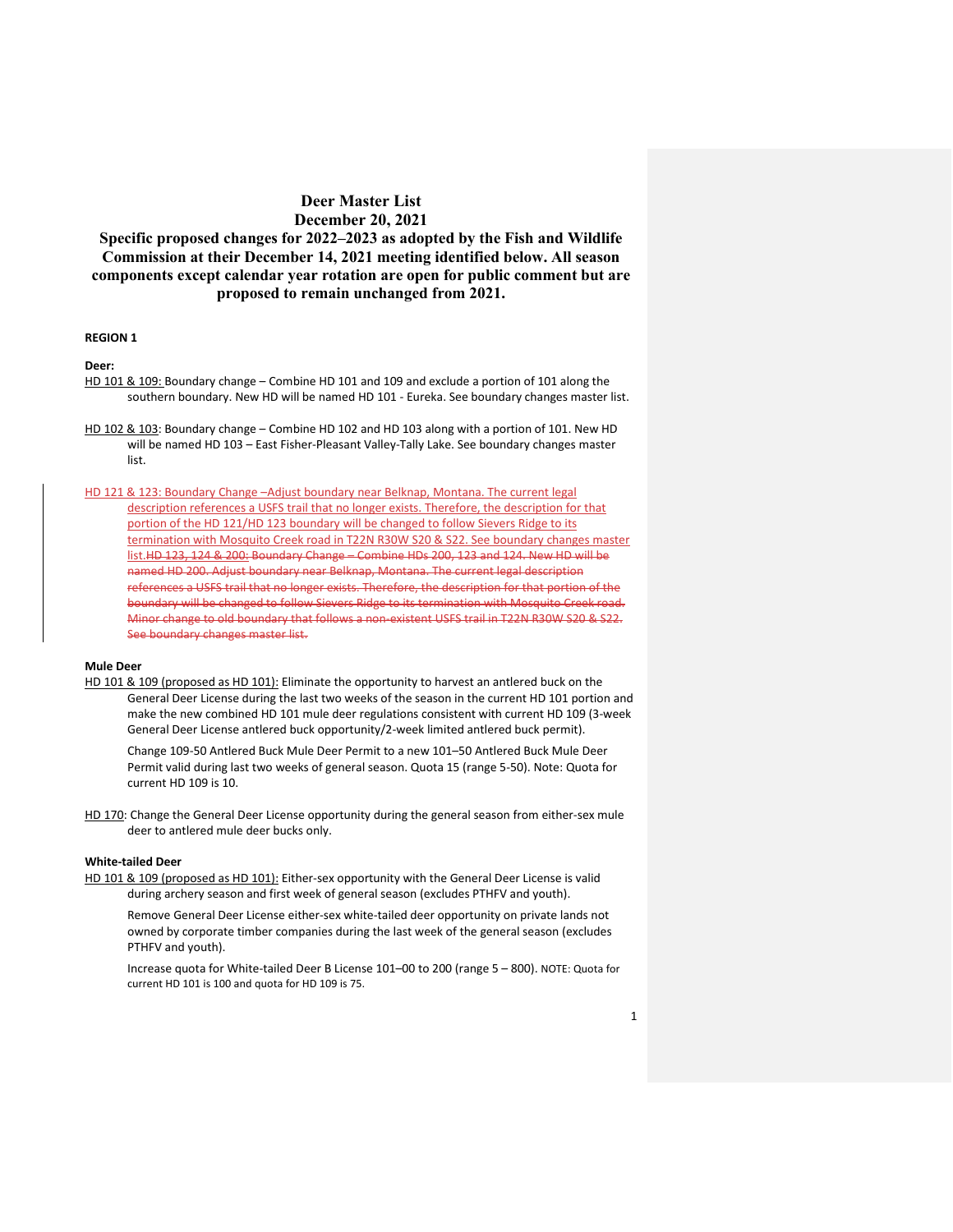# Deer Master List
## December 20, 2021

**Specific proposed changes for 2022–2023 as adopted by the Fish and Wildlife Commission at their December 14, 2021 meeting identified below. All season components except calendar year rotation are open for public comment but are proposed to remain unchanged from 2021.**

### REGION 1

**Deer:**

HD 101 & 109: Boundary change – Combine HD 101 and 109 and exclude a portion of 101 along the southern boundary. New HD will be named HD 101 - Eureka. See boundary changes master list.

HD 102 & 103: Boundary change – Combine HD 102 and HD 103 along with a portion of 101. New HD will be named HD 103 – East Fisher-Pleasant Valley-Tally Lake. See boundary changes master list.

HD 121 & 123: Boundary Change –Adjust boundary near Belknap, Montana. The current legal description references a USFS trail that no longer exists. Therefore, the description for that portion of the HD 121/HD 123 boundary will be changed to follow Sievers Ridge to its termination with Mosquito Creek road in T22N R30W S20 & S22. See boundary changes master list.~~HD 123, 124 & 200: Boundary Change – Combine HDs 200, 123 and 124. New HD will be named HD 200. Adjust boundary near Belknap, Montana. The current legal description references a USFS trail that no longer exists. Therefore, the description for that portion of the boundary will be changed to follow Sievers Ridge to its termination with Mosquito Creek road. Minor change to old boundary that follows a non-existent USFS trail in T22N R30W S20 & S22. See boundary changes master list.~~

**Mule Deer**

HD 101 & 109 (proposed as HD 101): Eliminate the opportunity to harvest an antlered buck on the General Deer License during the last two weeks of the season in the current HD 101 portion and make the new combined HD 101 mule deer regulations consistent with current HD 109 (3-week General Deer License antlered buck opportunity/2-week limited antlered buck permit).

Change 109-50 Antlered Buck Mule Deer Permit to a new 101–50 Antlered Buck Mule Deer Permit valid during last two weeks of general season. Quota 15 (range 5-50). Note: Quota for current HD 109 is 10.

HD 170: Change the General Deer License opportunity during the general season from either-sex mule deer to antlered mule deer bucks only.

**White-tailed Deer**

HD 101 & 109 (proposed as HD 101): Either-sex opportunity with the General Deer License is valid during archery season and first week of general season (excludes PTHFV and youth).

Remove General Deer License either-sex white-tailed deer opportunity on private lands not owned by corporate timber companies during the last week of the general season (excludes PTHFV and youth).

Increase quota for White-tailed Deer B License 101–00 to 200 (range 5 – 800). NOTE: Quota for current HD 101 is 100 and quota for HD 109 is 75.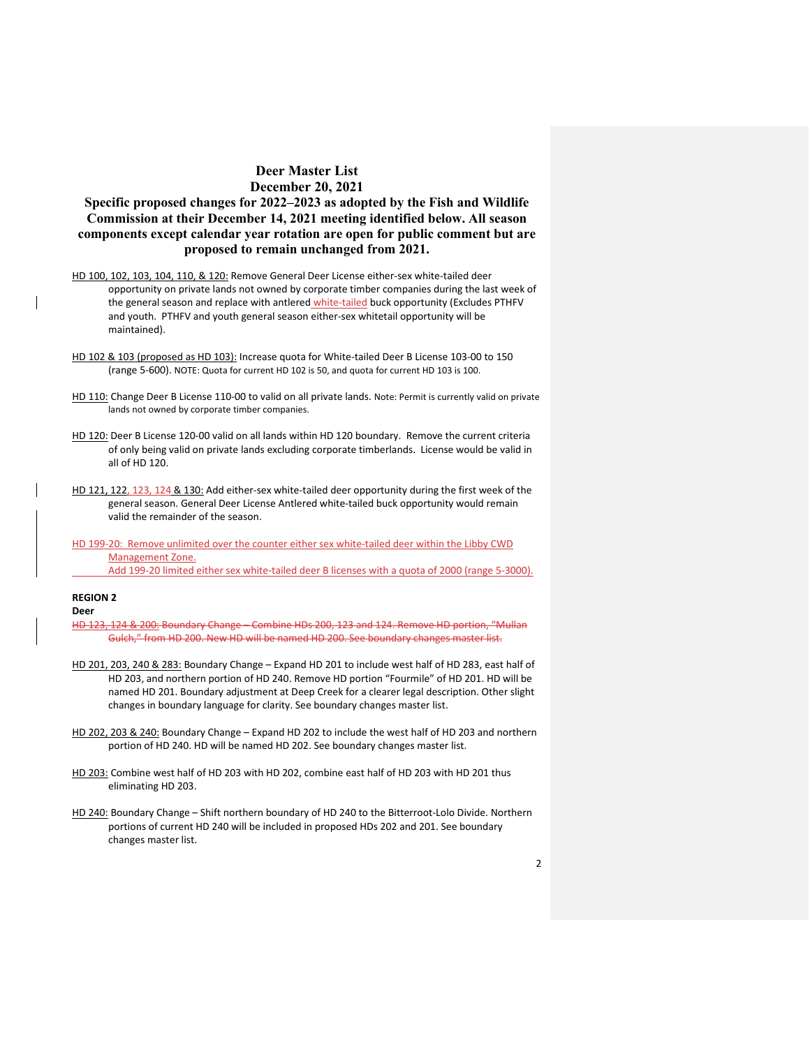# Deer Master List

## December 20, 2021

## Specific proposed changes for 2022–2023 as adopted by the Fish and Wildlife Commission at their December 14, 2021 meeting identified below. All season components except calendar year rotation are open for public comment but are proposed to remain unchanged from 2021.

HD 100, 102, 103, 104, 110, & 120: Remove General Deer License either-sex white-tailed deer opportunity on private lands not owned by corporate timber companies during the last week of the general season and replace with antlered white-tailed buck opportunity (Excludes PTHFV and youth. PTHFV and youth general season either-sex whitetail opportunity will be maintained).

HD 102 & 103 (proposed as HD 103): Increase quota for White-tailed Deer B License 103-00 to 150 (range 5-600). NOTE: Quota for current HD 102 is 50, and quota for current HD 103 is 100.

HD 110: Change Deer B License 110-00 to valid on all private lands. Note: Permit is currently valid on private lands not owned by corporate timber companies.

HD 120: Deer B License 120-00 valid on all lands within HD 120 boundary. Remove the current criteria of only being valid on private lands excluding corporate timberlands. License would be valid in all of HD 120.

HD 121, 122, 123, 124 & 130: Add either-sex white-tailed deer opportunity during the first week of the general season. General Deer License Antlered white-tailed buck opportunity would remain valid the remainder of the season.

HD 199-20: Remove unlimited over the counter either sex white-tailed deer within the Libby CWD Management Zone.
Add 199-20 limited either sex white-tailed deer B licenses with a quota of 2000 (range 5-3000).

**REGION 2**

**Deer**

~~HD 123, 124 & 200: Boundary Change – Combine HDs 200, 123 and 124. Remove HD portion, "Mullan Gulch," from HD 200. New HD will be named HD 200. See boundary changes master list.~~

HD 201, 203, 240 & 283: Boundary Change – Expand HD 201 to include west half of HD 283, east half of HD 203, and northern portion of HD 240. Remove HD portion "Fourmile" of HD 201. HD will be named HD 201. Boundary adjustment at Deep Creek for a clearer legal description. Other slight changes in boundary language for clarity. See boundary changes master list.

HD 202, 203 & 240: Boundary Change – Expand HD 202 to include the west half of HD 203 and northern portion of HD 240. HD will be named HD 202. See boundary changes master list.

HD 203: Combine west half of HD 203 with HD 202, combine east half of HD 203 with HD 201 thus eliminating HD 203.

HD 240: Boundary Change – Shift northern boundary of HD 240 to the Bitterroot-Lolo Divide. Northern portions of current HD 240 will be included in proposed HDs 202 and 201. See boundary changes master list.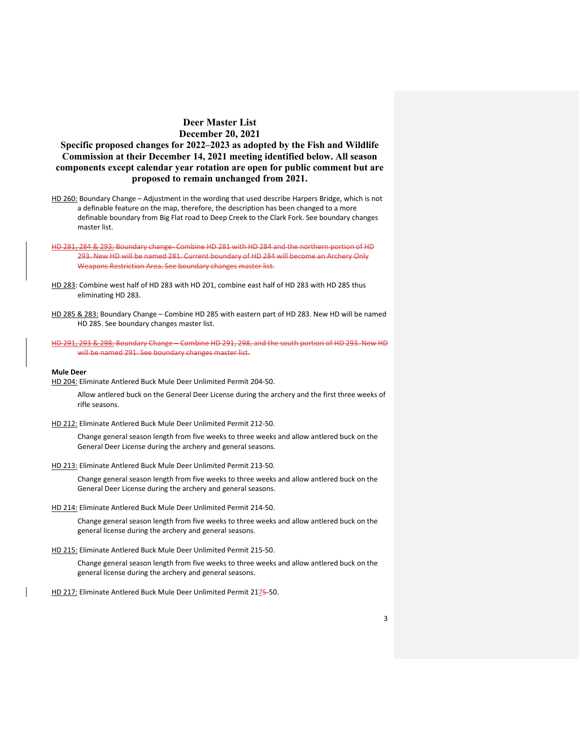# Deer Master List
## December 20, 2021
### Specific proposed changes for 2022–2023 as adopted by the Fish and Wildlife Commission at their December 14, 2021 meeting identified below. All season components except calendar year rotation are open for public comment but are proposed to remain unchanged from 2021.

HD 260: Boundary Change – Adjustment in the wording that used describe Harpers Bridge, which is not a definable feature on the map, therefore, the description has been changed to a more definable boundary from Big Flat road to Deep Creek to the Clark Fork. See boundary changes master list.

~~HD 281, 284 & 293: Boundary change- Combine HD 281 with HD 284 and the northern portion of HD 293. New HD will be named 281. Current boundary of HD 284 will become an Archery Only Weapons Restriction Area. See boundary changes master list.~~

HD 283: Combine west half of HD 283 with HD 201, combine east half of HD 283 with HD 285 thus eliminating HD 283.

HD 285 & 283: Boundary Change – Combine HD 285 with eastern part of HD 283. New HD will be named HD 285. See boundary changes master list.

~~HD 291, 293 & 298: Boundary Change – Combine HD 291, 298, and the south portion of HD 293. New HD will be named 291. See boundary changes master list.~~

**Mule Deer**

HD 204: Eliminate Antlered Buck Mule Deer Unlimited Permit 204-50.

Allow antlered buck on the General Deer License during the archery and the first three weeks of rifle seasons.

HD 212: Eliminate Antlered Buck Mule Deer Unlimited Permit 212-50.

Change general season length from five weeks to three weeks and allow antlered buck on the General Deer License during the archery and general seasons.

HD 213: Eliminate Antlered Buck Mule Deer Unlimited Permit 213-50.

Change general season length from five weeks to three weeks and allow antlered buck on the General Deer License during the archery and general seasons.

HD 214: Eliminate Antlered Buck Mule Deer Unlimited Permit 214-50.

Change general season length from five weeks to three weeks and allow antlered buck on the general license during the archery and general seasons.

HD 215: Eliminate Antlered Buck Mule Deer Unlimited Permit 215-50.

Change general season length from five weeks to three weeks and allow antlered buck on the general license during the archery and general seasons.

HD 217: Eliminate Antlered Buck Mule Deer Unlimited Permit 217~~5~~-50.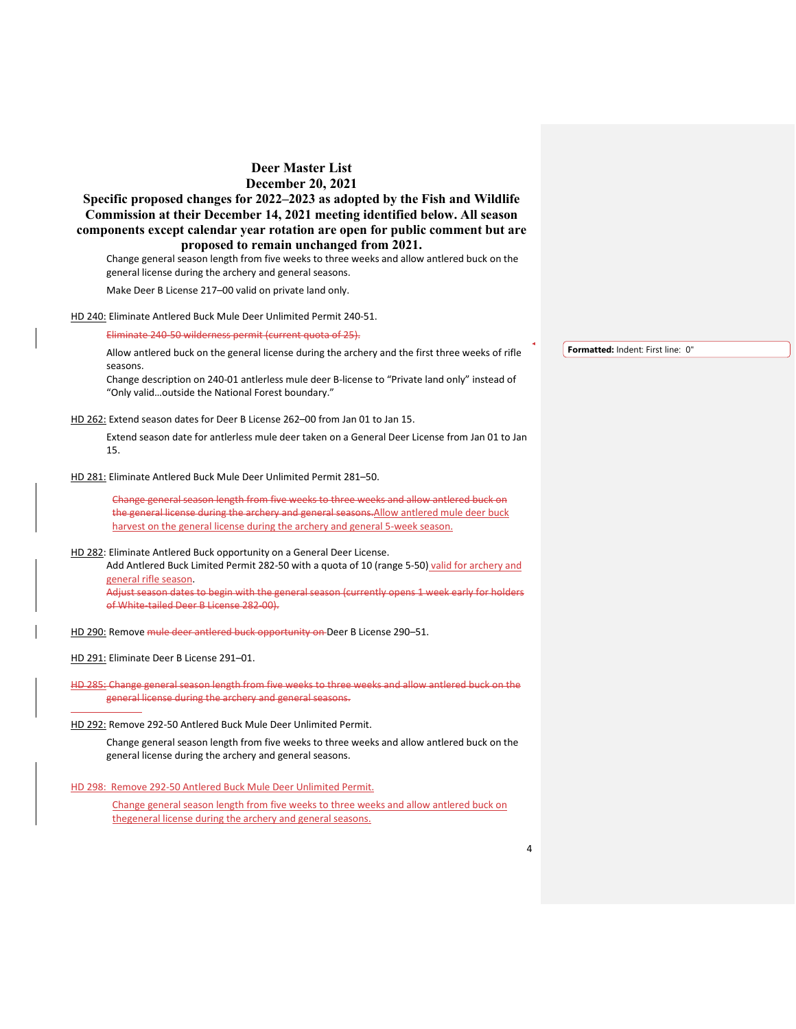# Deer Master List
## December 20, 2021
### Specific proposed changes for 2022–2023 as adopted by the Fish and Wildlife Commission at their December 14, 2021 meeting identified below. All season components except calendar year rotation are open for public comment but are proposed to remain unchanged from 2021.

Change general season length from five weeks to three weeks and allow antlered buck on the general license during the archery and general seasons.

Make Deer B License 217–00 valid on private land only.

HD 240: Eliminate Antlered Buck Mule Deer Unlimited Permit 240-51.

~~Eliminate 240-50 wilderness permit (current quota of 25).~~

Allow antlered buck on the general license during the archery and the first three weeks of rifle seasons.

Change description on 240-01 antlerless mule deer B-license to "Private land only" instead of "Only valid…outside the National Forest boundary."

**Formatted:** Indent: First line: 0"

HD 262: Extend season dates for Deer B License 262–00 from Jan 01 to Jan 15.

Extend season date for antlerless mule deer taken on a General Deer License from Jan 01 to Jan 15.

HD 281: Eliminate Antlered Buck Mule Deer Unlimited Permit 281–50.

~~Change general season length from five weeks to three weeks and allow antlered buck on the general license during the archery and general seasons.~~Allow antlered mule deer buck harvest on the general license during the archery and general 5-week season.

HD 282: Eliminate Antlered Buck opportunity on a General Deer License.

Add Antlered Buck Limited Permit 282-50 with a quota of 10 (range 5-50) valid for archery and general rifle season.

~~Adjust season dates to begin with the general season (currently opens 1 week early for holders of White-tailed Deer B License 282-00).~~

HD 290: Remove ~~mule deer antlered buck opportunity on~~ Deer B License 290–51.

HD 291: Eliminate Deer B License 291–01.

~~HD 285: Change general season length from five weeks to three weeks and allow antlered buck on the general license during the archery and general seasons.~~

HD 292: Remove 292-50 Antlered Buck Mule Deer Unlimited Permit.

Change general season length from five weeks to three weeks and allow antlered buck on the general license during the archery and general seasons.

HD 298: Remove 292-50 Antlered Buck Mule Deer Unlimited Permit.

Change general season length from five weeks to three weeks and allow antlered buck on thegeneral license during the archery and general seasons.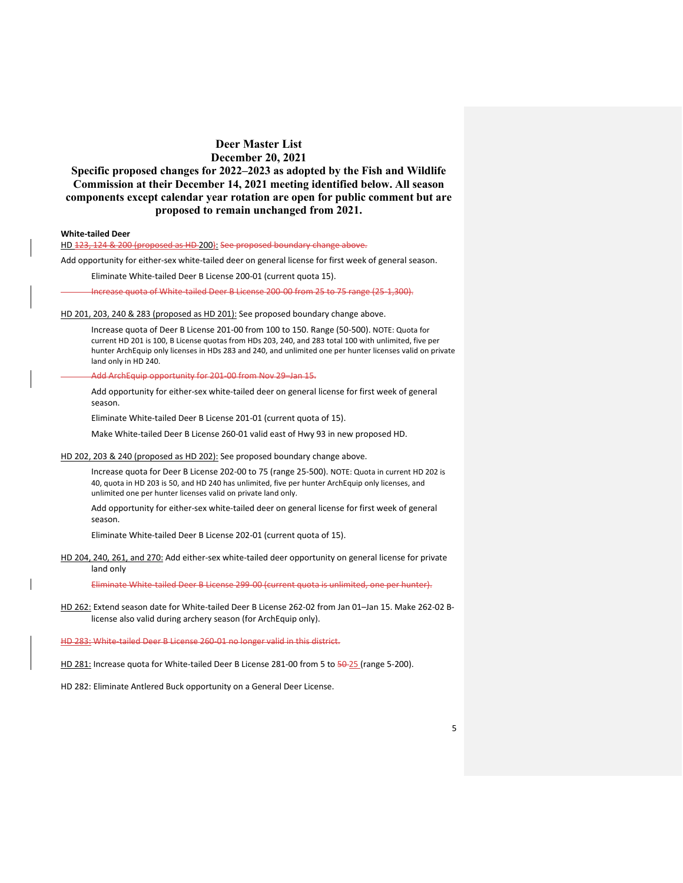# Deer Master List

## December 20, 2021

## Specific proposed changes for 2022–2023 as adopted by the Fish and Wildlife Commission at their December 14, 2021 meeting identified below. All season components except calendar year rotation are open for public comment but are proposed to remain unchanged from 2021.

**White-tailed Deer**

<u>HD ~~123, 124 & 200 (proposed as HD~~ 200):</u> ~~See proposed boundary change above.~~

Add opportunity for either-sex white-tailed deer on general license for first week of general season.

Eliminate White-tailed Deer B License 200-01 (current quota 15).

~~Increase quota of White-tailed Deer B License 200-00 from 25 to 75 range (25-1,300).~~

<u>HD 201, 203, 240 & 283 (proposed as HD 201):</u> See proposed boundary change above.

Increase quota of Deer B License 201-00 from 100 to 150. Range (50-500). NOTE: Quota for current HD 201 is 100, B License quotas from HDs 203, 240, and 283 total 100 with unlimited, five per hunter ArchEquip only licenses in HDs 283 and 240, and unlimited one per hunter licenses valid on private land only in HD 240.

~~Add ArchEquip opportunity for 201-00 from Nov 29–Jan 15.~~

Add opportunity for either-sex white-tailed deer on general license for first week of general season.

Eliminate White-tailed Deer B License 201-01 (current quota of 15).

Make White-tailed Deer B License 260-01 valid east of Hwy 93 in new proposed HD.

<u>HD 202, 203 & 240 (proposed as HD 202):</u> See proposed boundary change above.

Increase quota for Deer B License 202-00 to 75 (range 25-500). NOTE: Quota in current HD 202 is 40, quota in HD 203 is 50, and HD 240 has unlimited, five per hunter ArchEquip only licenses, and unlimited one per hunter licenses valid on private land only.

Add opportunity for either-sex white-tailed deer on general license for first week of general season.

Eliminate White-tailed Deer B License 202-01 (current quota of 15).

<u>HD 204, 240, 261, and 270:</u> Add either-sex white-tailed deer opportunity on general license for private land only

~~Eliminate White-tailed Deer B License 299-00 (current quota is unlimited, one per hunter).~~

<u>HD 262:</u> Extend season date for White-tailed Deer B License 262-02 from Jan 01–Jan 15. Make 262-02 B-license also valid during archery season (for ArchEquip only).

~~HD 283: White-tailed Deer B License 260-01 no longer valid in this district.~~

<u>HD 281:</u> Increase quota for White-tailed Deer B License 281-00 from 5 to ~~50~~ 25 (range 5-200).

HD 282: Eliminate Antlered Buck opportunity on a General Deer License.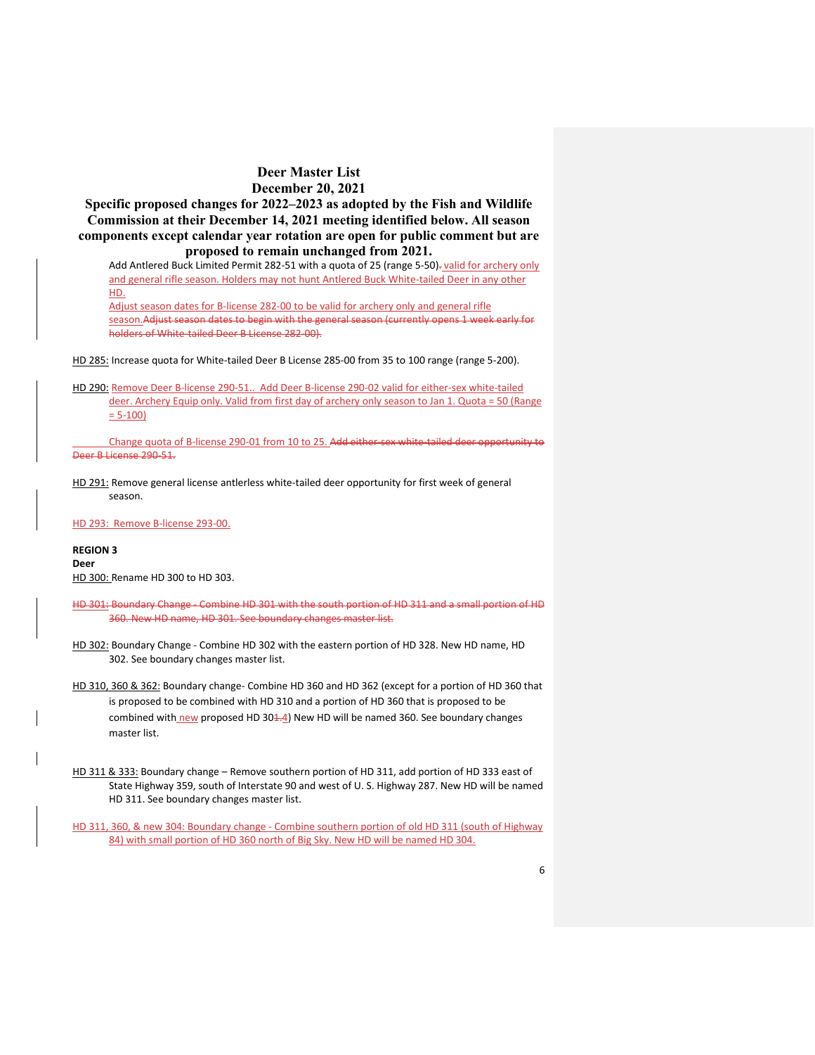# Deer Master List

## December 20, 2021

### Specific proposed changes for 2022–2023 as adopted by the Fish and Wildlife Commission at their December 14, 2021 meeting identified below. All season components except calendar year rotation are open for public comment but are proposed to remain unchanged from 2021.

Add Antlered Buck Limited Permit 282-51 with a quota of 25 (range 5-50). valid for archery only and general rifle season. Holders may not hunt Antlered Buck White-tailed Deer in any other HD.

Adjust season dates for B-license 282-00 to be valid for archery only and general rifle season. Adjust season dates to begin with the general season (currently opens 1 week early for holders of White-tailed Deer B License 282-00).

HD 285: Increase quota for White-tailed Deer B License 285-00 from 35 to 100 range (range 5-200).

HD 290: Remove Deer B-license 290-51.. Add Deer B-license 290-02 valid for either-sex white-tailed deer. Archery Equip only. Valid from first day of archery only season to Jan 1. Quota = 50 (Range = 5-100)

Change quota of B-license 290-01 from 10 to 25. Add either-sex white-tailed deer opportunity to Deer B License 290-51.

HD 291: Remove general license antlerless white-tailed deer opportunity for first week of general season.

HD 293: Remove B-license 293-00.

**REGION 3**

**Deer**

HD 300: Rename HD 300 to HD 303.

HD 301: Boundary Change - Combine HD 301 with the south portion of HD 311 and a small portion of HD 360. New HD name, HD 301. See boundary changes master list.

HD 302: Boundary Change - Combine HD 302 with the eastern portion of HD 328. New HD name, HD 302. See boundary changes master list.

HD 310, 360 & 362: Boundary change- Combine HD 360 and HD 362 (except for a portion of HD 360 that is proposed to be combined with HD 310 and a portion of HD 360 that is proposed to be combined with new proposed HD 301.4) New HD will be named 360. See boundary changes master list.

HD 311 & 333: Boundary change – Remove southern portion of HD 311, add portion of HD 333 east of State Highway 359, south of Interstate 90 and west of U. S. Highway 287. New HD will be named HD 311. See boundary changes master list.

HD 311, 360, & new 304: Boundary change - Combine southern portion of old HD 311 (south of Highway 84) with small portion of HD 360 north of Big Sky. New HD will be named HD 304.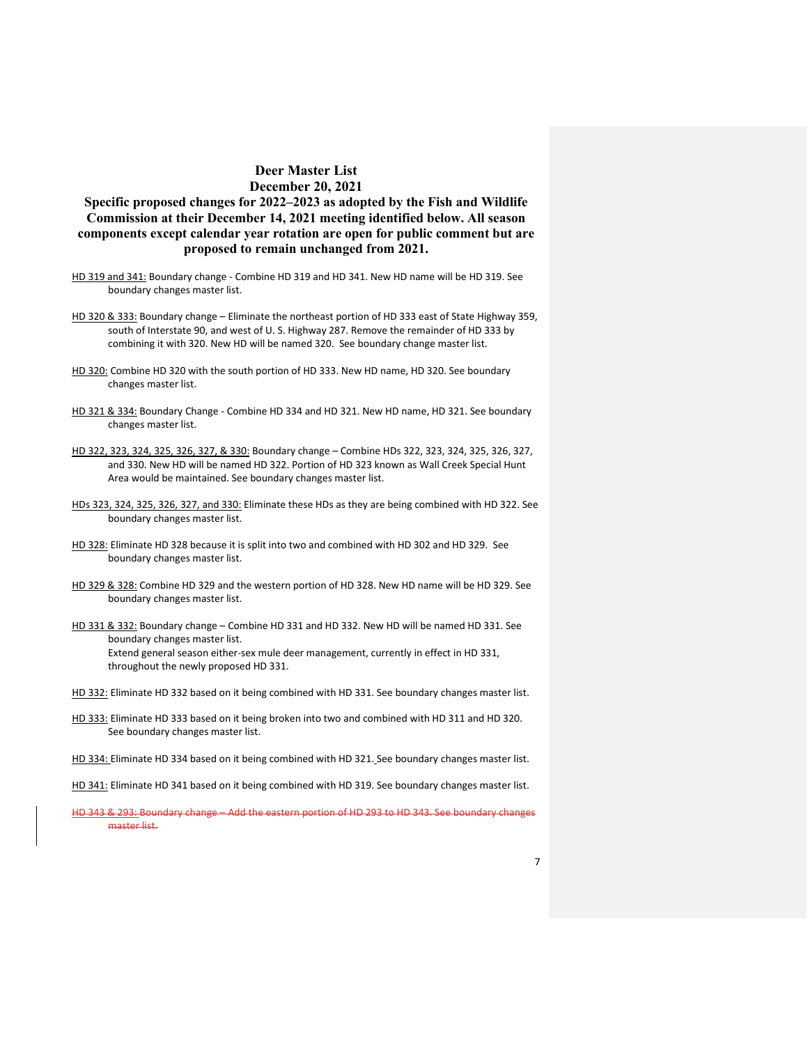# Deer Master List
## December 20, 2021
### Specific proposed changes for 2022–2023 as adopted by the Fish and Wildlife Commission at their December 14, 2021 meeting identified below. All season components except calendar year rotation are open for public comment but are proposed to remain unchanged from 2021.

<u>HD 319 and 341:</u> Boundary change - Combine HD 319 and HD 341. New HD name will be HD 319. See boundary changes master list.

<u>HD 320 & 333:</u> Boundary change – Eliminate the northeast portion of HD 333 east of State Highway 359, south of Interstate 90, and west of U. S. Highway 287. Remove the remainder of HD 333 by combining it with 320. New HD will be named 320. See boundary change master list.

<u>HD 320:</u> Combine HD 320 with the south portion of HD 333. New HD name, HD 320. See boundary changes master list.

<u>HD 321 & 334:</u> Boundary Change - Combine HD 334 and HD 321. New HD name, HD 321. See boundary changes master list.

<u>HD 322, 323, 324, 325, 326, 327, & 330:</u> Boundary change – Combine HDs 322, 323, 324, 325, 326, 327, and 330. New HD will be named HD 322. Portion of HD 323 known as Wall Creek Special Hunt Area would be maintained. See boundary changes master list.

<u>HDs 323, 324, 325, 326, 327, and 330:</u> Eliminate these HDs as they are being combined with HD 322. See boundary changes master list.

<u>HD 328:</u> Eliminate HD 328 because it is split into two and combined with HD 302 and HD 329. See boundary changes master list.

<u>HD 329 & 328:</u> Combine HD 329 and the western portion of HD 328. New HD name will be HD 329. See boundary changes master list.

<u>HD 331 & 332:</u> Boundary change – Combine HD 331 and HD 332. New HD will be named HD 331. See boundary changes master list.
Extend general season either-sex mule deer management, currently in effect in HD 331, throughout the newly proposed HD 331.

<u>HD 332:</u> Eliminate HD 332 based on it being combined with HD 331. See boundary changes master list.

<u>HD 333:</u> Eliminate HD 333 based on it being broken into two and combined with HD 311 and HD 320. See boundary changes master list.

<u>HD 334:</u> Eliminate HD 334 based on it being combined with HD 321. See boundary changes master list.

<u>HD 341:</u> Eliminate HD 341 based on it being combined with HD 319. See boundary changes master list.

~~HD 343 & 293: Boundary change – Add the eastern portion of HD 293 to HD 343. See boundary changes master list.~~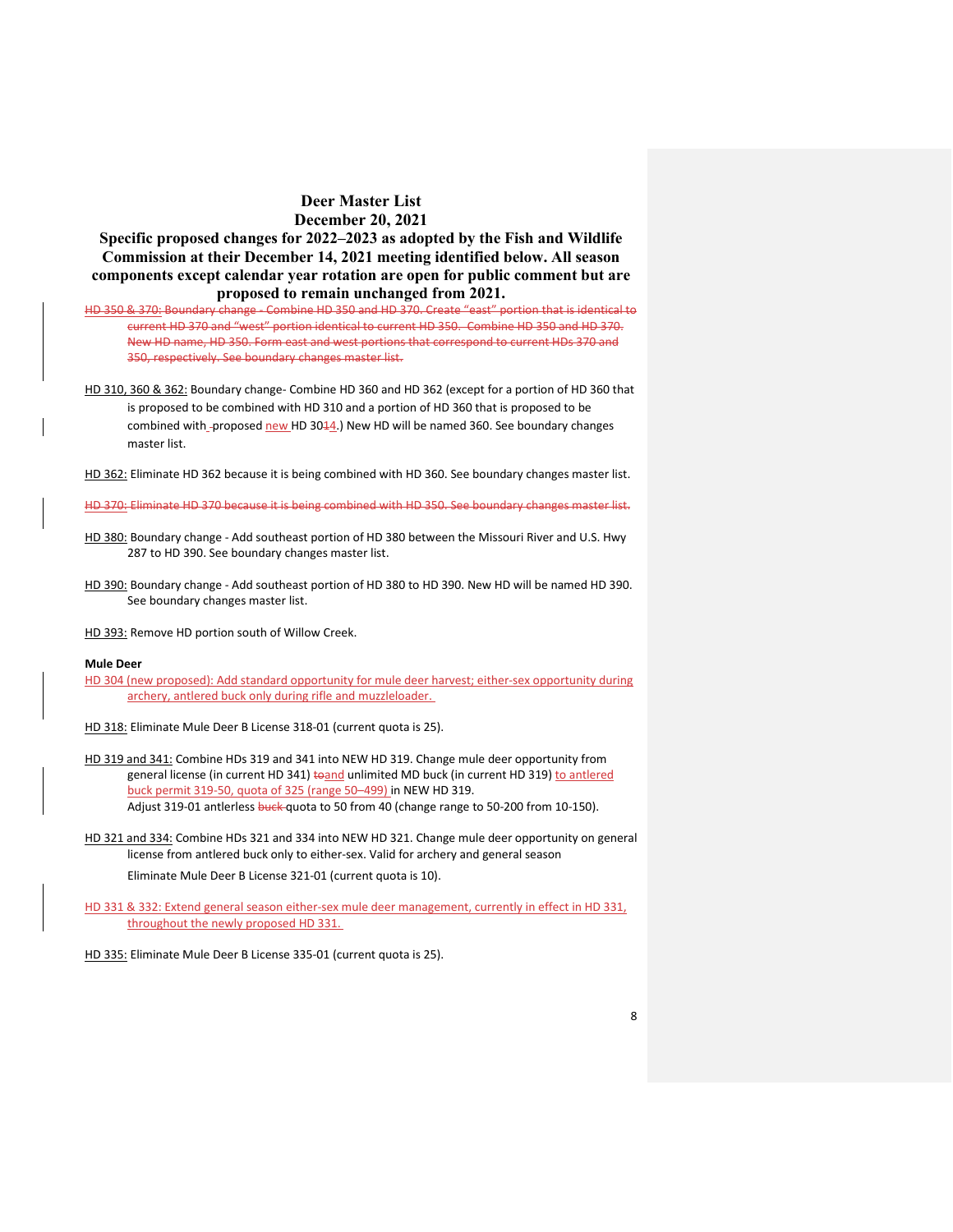# Deer Master List
## December 20, 2021

### Specific proposed changes for 2022–2023 as adopted by the Fish and Wildlife Commission at their December 14, 2021 meeting identified below. All season components except calendar year rotation are open for public comment but are proposed to remain unchanged from 2021.

~~HD 350 & 370: Boundary change - Combine HD 350 and HD 370. Create "east" portion that is identical to current HD 370 and "west" portion identical to current HD 350. Combine HD 350 and HD 370. New HD name, HD 350. Form east and west portions that correspond to current HDs 370 and 350, respectively. See boundary changes master list.~~

HD 310, 360 & 362: Boundary change- Combine HD 360 and HD 362 (except for a portion of HD 360 that is proposed to be combined with HD 310 and a portion of HD 360 that is proposed to be combined with ~~-~~proposed new HD 30~~1~~4.) New HD will be named 360. See boundary changes master list.

HD 362: Eliminate HD 362 because it is being combined with HD 360. See boundary changes master list.

~~HD 370: Eliminate HD 370 because it is being combined with HD 350. See boundary changes master list.~~

HD 380: Boundary change - Add southeast portion of HD 380 between the Missouri River and U.S. Hwy 287 to HD 390. See boundary changes master list.

HD 390: Boundary change - Add southeast portion of HD 380 to HD 390. New HD will be named HD 390. See boundary changes master list.

HD 393: Remove HD portion south of Willow Creek.

**Mule Deer**

HD 304 (new proposed): Add standard opportunity for mule deer harvest; either-sex opportunity during archery, antlered buck only during rifle and muzzleloader.

HD 318: Eliminate Mule Deer B License 318-01 (current quota is 25).

HD 319 and 341: Combine HDs 319 and 341 into NEW HD 319. Change mule deer opportunity from general license (in current HD 341) ~~to~~and unlimited MD buck (in current HD 319) to antlered buck permit 319-50, quota of 325 (range 50–499) in NEW HD 319.
Adjust 319-01 antlerless ~~buck~~ quota to 50 from 40 (change range to 50-200 from 10-150).

HD 321 and 334: Combine HDs 321 and 334 into NEW HD 321. Change mule deer opportunity on general license from antlered buck only to either-sex. Valid for archery and general season

Eliminate Mule Deer B License 321-01 (current quota is 10).

HD 331 & 332: Extend general season either-sex mule deer management, currently in effect in HD 331, throughout the newly proposed HD 331.

HD 335: Eliminate Mule Deer B License 335-01 (current quota is 25).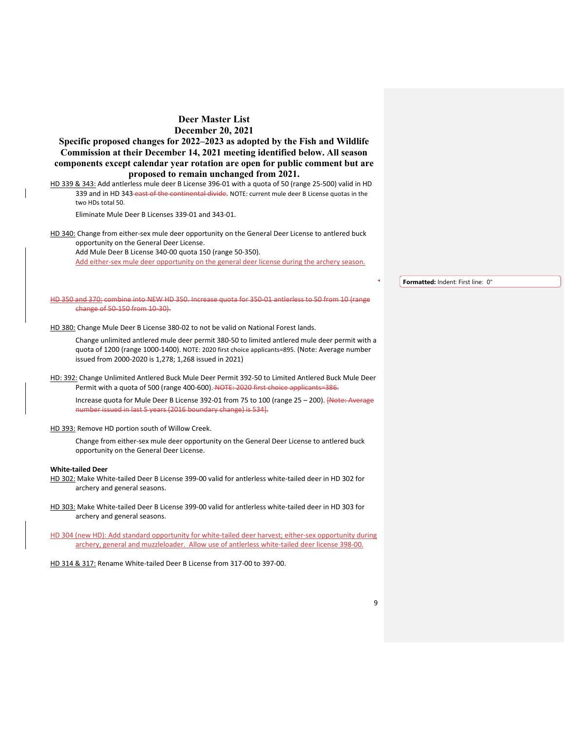# Deer Master List

## December 20, 2021

## Specific proposed changes for 2022–2023 as adopted by the Fish and Wildlife Commission at their December 14, 2021 meeting identified below. All season components except calendar year rotation are open for public comment but are proposed to remain unchanged from 2021.

HD 339 & 343: Add antlerless mule deer B License 396-01 with a quota of 50 (range 25-500) valid in HD 339 and in HD 343 ~~east of the continental divide~~. NOTE: current mule deer B License quotas in the two HDs total 50.

Eliminate Mule Deer B Licenses 339-01 and 343-01.

HD 340: Change from either-sex mule deer opportunity on the General Deer License to antlered buck opportunity on the General Deer License.
Add Mule Deer B License 340-00 quota 150 (range 50-350).
Add either-sex mule deer opportunity on the general deer license during the archery season.

~~HD 350 and 370: combine into NEW HD 350. Increase quota for 350-01 antlerless to 50 from 10 (range change of 50-150 from 10-30).~~

HD 380: Change Mule Deer B License 380-02 to not be valid on National Forest lands.

Change unlimited antlered mule deer permit 380-50 to limited antlered mule deer permit with a quota of 1200 (range 1000-1400). NOTE: 2020 first choice applicants=895. (Note: Average number issued from 2000-2020 is 1,278; 1,268 issued in 2021)

HD: 392: Change Unlimited Antlered Buck Mule Deer Permit 392-50 to Limited Antlered Buck Mule Deer Permit with a quota of 500 (range 400-600). ~~NOTE: 2020 first choice applicants=386.~~

Increase quota for Mule Deer B License 392-01 from 75 to 100 (range 25 – 200). ~~[Note: Average number issued in last 5 years (2016 boundary change) is 534].~~

HD 393: Remove HD portion south of Willow Creek.

Change from either-sex mule deer opportunity on the General Deer License to antlered buck opportunity on the General Deer License.

**White-tailed Deer**

HD 302: Make White-tailed Deer B License 399-00 valid for antlerless white-tailed deer in HD 302 for archery and general seasons.

HD 303: Make White-tailed Deer B License 399-00 valid for antlerless white-tailed deer in HD 303 for archery and general seasons.

HD 304 (new HD): Add standard opportunity for white-tailed deer harvest; either-sex opportunity during archery, general and muzzleloader. Allow use of antlerless white-tailed deer license 398-00.

HD 314 & 317: Rename White-tailed Deer B License from 317-00 to 397-00.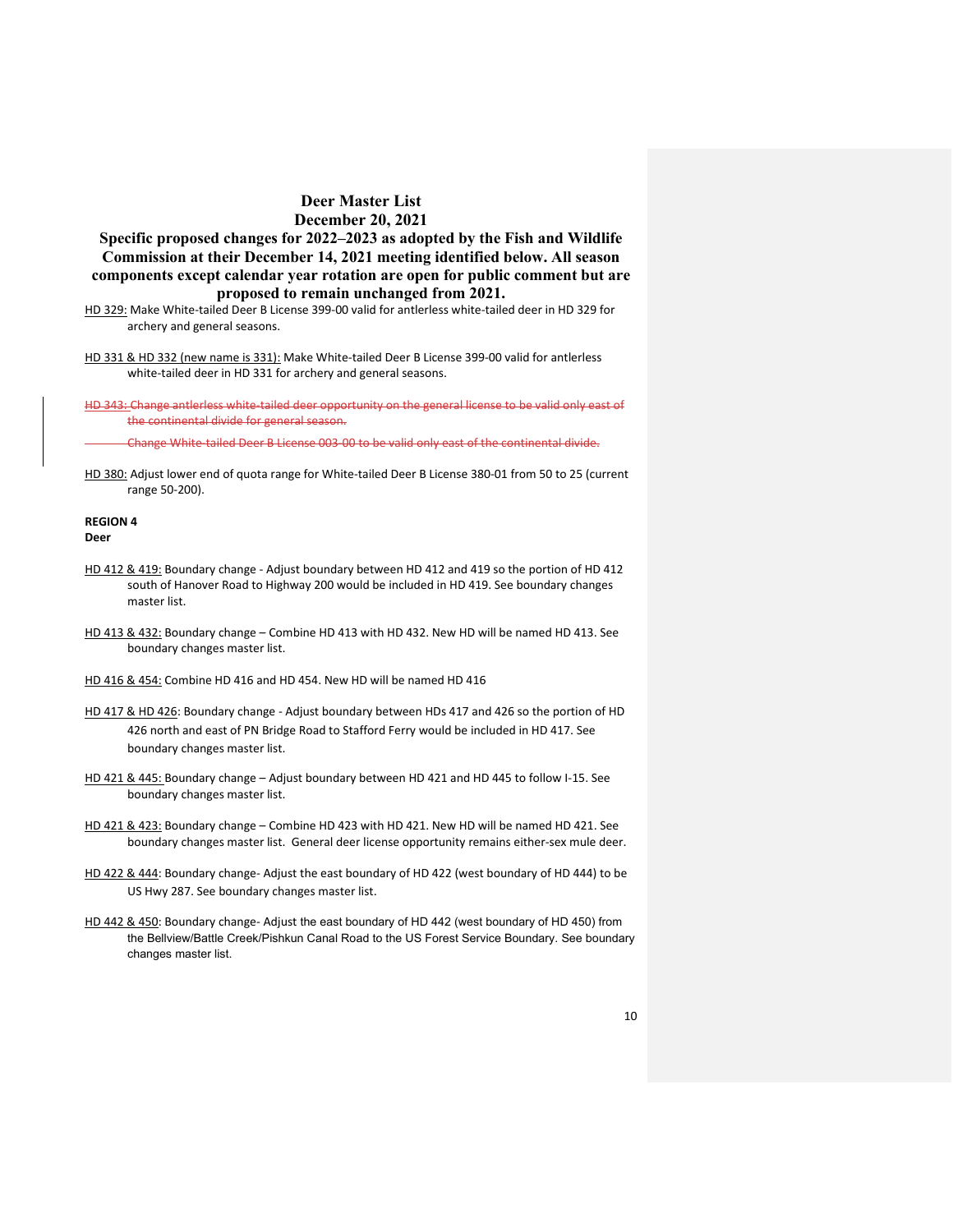# Deer Master List

## December 20, 2021

### Specific proposed changes for 2022–2023 as adopted by the Fish and Wildlife Commission at their December 14, 2021 meeting identified below. All season components except calendar year rotation are open for public comment but are proposed to remain unchanged from 2021.

HD 329: Make White-tailed Deer B License 399-00 valid for antlerless white-tailed deer in HD 329 for archery and general seasons.

HD 331 & HD 332 (new name is 331): Make White-tailed Deer B License 399-00 valid for antlerless white-tailed deer in HD 331 for archery and general seasons.

~~HD 343: Change antlerless white-tailed deer opportunity on the general license to be valid only east of the continental divide for general season.~~

~~Change White-tailed Deer B License 003-00 to be valid only east of the continental divide.~~

HD 380: Adjust lower end of quota range for White-tailed Deer B License 380-01 from 50 to 25 (current range 50-200).

**REGION 4**

**Deer**

HD 412 & 419: Boundary change - Adjust boundary between HD 412 and 419 so the portion of HD 412 south of Hanover Road to Highway 200 would be included in HD 419. See boundary changes master list.

HD 413 & 432: Boundary change – Combine HD 413 with HD 432. New HD will be named HD 413. See boundary changes master list.

HD 416 & 454: Combine HD 416 and HD 454. New HD will be named HD 416

HD 417 & HD 426: Boundary change - Adjust boundary between HDs 417 and 426 so the portion of HD 426 north and east of PN Bridge Road to Stafford Ferry would be included in HD 417. See boundary changes master list.

HD 421 & 445: Boundary change – Adjust boundary between HD 421 and HD 445 to follow I-15. See boundary changes master list.

HD 421 & 423: Boundary change – Combine HD 423 with HD 421. New HD will be named HD 421. See boundary changes master list. General deer license opportunity remains either-sex mule deer.

HD 422 & 444: Boundary change- Adjust the east boundary of HD 422 (west boundary of HD 444) to be US Hwy 287. See boundary changes master list.

HD 442 & 450: Boundary change- Adjust the east boundary of HD 442 (west boundary of HD 450) from the Bellview/Battle Creek/Pishkun Canal Road to the US Forest Service Boundary. See boundary changes master list.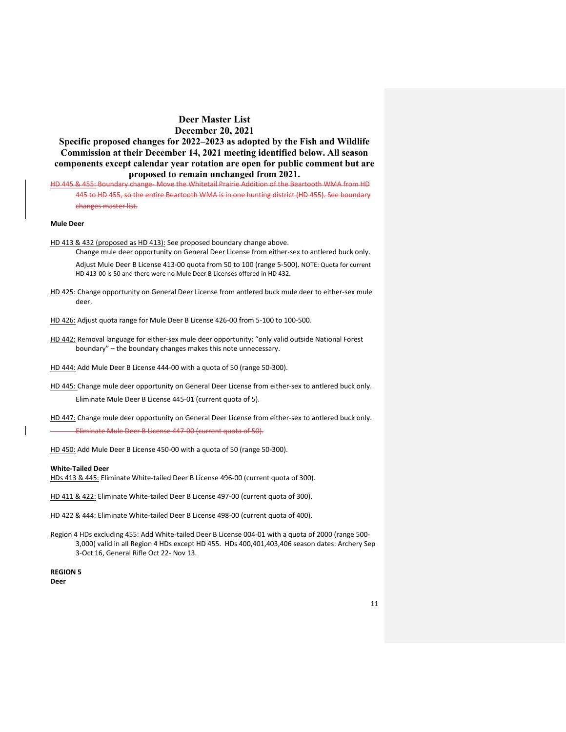# Deer Master List

## December 20, 2021

## Specific proposed changes for 2022–2023 as adopted by the Fish and Wildlife Commission at their December 14, 2021 meeting identified below. All season components except calendar year rotation are open for public comment but are proposed to remain unchanged from 2021.

~~HD 445 & 455: Boundary change- Move the Whitetail Prairie Addition of the Beartooth WMA from HD 445 to HD 455, so the entire Beartooth WMA is in one hunting district (HD 455). See boundary changes master list.~~

**Mule Deer**

HD 413 & 432 (proposed as HD 413): See proposed boundary change above.
Change mule deer opportunity on General Deer License from either-sex to antlered buck only.

Adjust Mule Deer B License 413-00 quota from 50 to 100 (range 5-500). NOTE: Quota for current HD 413-00 is 50 and there were no Mule Deer B Licenses offered in HD 432.

HD 425: Change opportunity on General Deer License from antlered buck mule deer to either-sex mule deer.

HD 426: Adjust quota range for Mule Deer B License 426-00 from 5-100 to 100-500.

HD 442: Removal language for either-sex mule deer opportunity: "only valid outside National Forest boundary" – the boundary changes makes this note unnecessary.

HD 444: Add Mule Deer B License 444-00 with a quota of 50 (range 50-300).

HD 445: Change mule deer opportunity on General Deer License from either-sex to antlered buck only.
Eliminate Mule Deer B License 445-01 (current quota of 5).

HD 447: Change mule deer opportunity on General Deer License from either-sex to antlered buck only.
~~Eliminate Mule Deer B License 447-00 (current quota of 50).~~

HD 450: Add Mule Deer B License 450-00 with a quota of 50 (range 50-300).

**White-Tailed Deer**

HDs 413 & 445: Eliminate White-tailed Deer B License 496-00 (current quota of 300).

HD 411 & 422: Eliminate White-tailed Deer B License 497-00 (current quota of 300).

HD 422 & 444: Eliminate White-tailed Deer B License 498-00 (current quota of 400).

Region 4 HDs excluding 455: Add White-tailed Deer B License 004-01 with a quota of 2000 (range 500-3,000) valid in all Region 4 HDs except HD 455. HDs 400,401,403,406 season dates: Archery Sep 3-Oct 16, General Rifle Oct 22- Nov 13.

**REGION 5**

**Deer**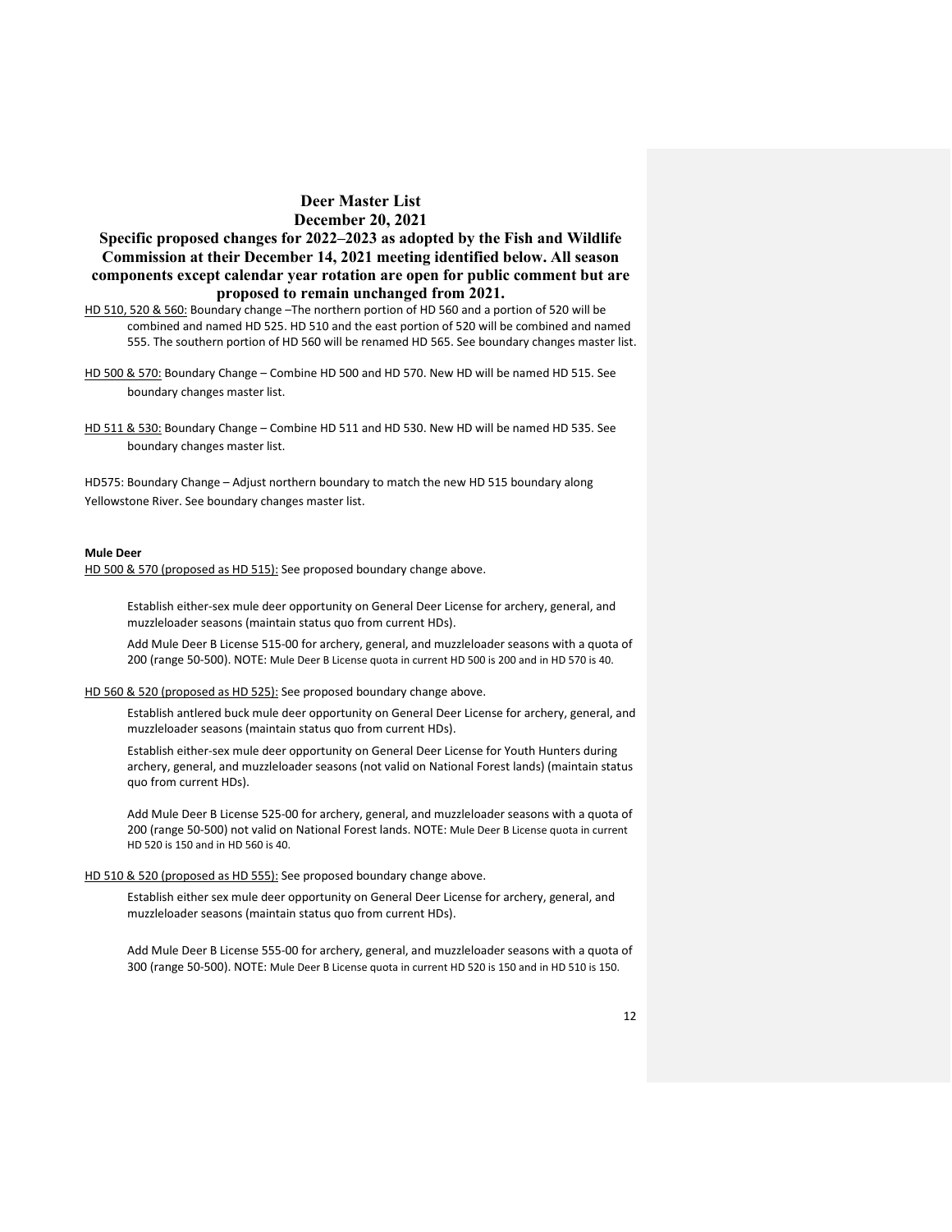# Deer Master List
## December 20, 2021

### Specific proposed changes for 2022–2023 as adopted by the Fish and Wildlife Commission at their December 14, 2021 meeting identified below. All season components except calendar year rotation are open for public comment but are proposed to remain unchanged from 2021.

HD 510, 520 & 560: Boundary change –The northern portion of HD 560 and a portion of 520 will be combined and named HD 525. HD 510 and the east portion of 520 will be combined and named 555. The southern portion of HD 560 will be renamed HD 565. See boundary changes master list.

HD 500 & 570: Boundary Change – Combine HD 500 and HD 570. New HD will be named HD 515. See boundary changes master list.

HD 511 & 530: Boundary Change – Combine HD 511 and HD 530. New HD will be named HD 535. See boundary changes master list.

HD575: Boundary Change – Adjust northern boundary to match the new HD 515 boundary along Yellowstone River. See boundary changes master list.

**Mule Deer**

HD 500 & 570 (proposed as HD 515): See proposed boundary change above.

> Establish either-sex mule deer opportunity on General Deer License for archery, general, and muzzleloader seasons (maintain status quo from current HDs).
>
> Add Mule Deer B License 515-00 for archery, general, and muzzleloader seasons with a quota of 200 (range 50-500). NOTE: Mule Deer B License quota in current HD 500 is 200 and in HD 570 is 40.

HD 560 & 520 (proposed as HD 525): See proposed boundary change above.

> Establish antlered buck mule deer opportunity on General Deer License for archery, general, and muzzleloader seasons (maintain status quo from current HDs).
>
> Establish either-sex mule deer opportunity on General Deer License for Youth Hunters during archery, general, and muzzleloader seasons (not valid on National Forest lands) (maintain status quo from current HDs).
>
> Add Mule Deer B License 525-00 for archery, general, and muzzleloader seasons with a quota of 200 (range 50-500) not valid on National Forest lands. NOTE: Mule Deer B License quota in current HD 520 is 150 and in HD 560 is 40.

HD 510 & 520 (proposed as HD 555): See proposed boundary change above.

> Establish either sex mule deer opportunity on General Deer License for archery, general, and muzzleloader seasons (maintain status quo from current HDs).
>
> Add Mule Deer B License 555-00 for archery, general, and muzzleloader seasons with a quota of 300 (range 50-500). NOTE: Mule Deer B License quota in current HD 520 is 150 and in HD 510 is 150.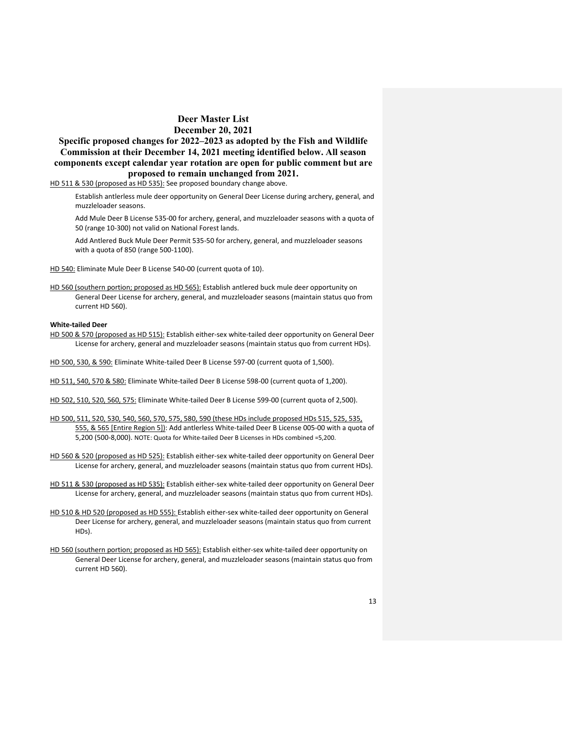# Deer Master List
## December 20, 2021

### Specific proposed changes for 2022–2023 as adopted by the Fish and Wildlife Commission at their December 14, 2021 meeting identified below. All season components except calendar year rotation are open for public comment but are proposed to remain unchanged from 2021.

HD 511 & 530 (proposed as HD 535): See proposed boundary change above.

Establish antlerless mule deer opportunity on General Deer License during archery, general, and muzzleloader seasons.

Add Mule Deer B License 535-00 for archery, general, and muzzleloader seasons with a quota of 50 (range 10-300) not valid on National Forest lands.

Add Antlered Buck Mule Deer Permit 535-50 for archery, general, and muzzleloader seasons with a quota of 850 (range 500-1100).

HD 540: Eliminate Mule Deer B License 540-00 (current quota of 10).

HD 560 (southern portion; proposed as HD 565): Establish antlered buck mule deer opportunity on General Deer License for archery, general, and muzzleloader seasons (maintain status quo from current HD 560).

**White-tailed Deer**

HD 500 & 570 (proposed as HD 515): Establish either-sex white-tailed deer opportunity on General Deer License for archery, general and muzzleloader seasons (maintain status quo from current HDs).

HD 500, 530, & 590: Eliminate White-tailed Deer B License 597-00 (current quota of 1,500).

HD 511, 540, 570 & 580: Eliminate White-tailed Deer B License 598-00 (current quota of 1,200).

HD 502, 510, 520, 560, 575: Eliminate White-tailed Deer B License 599-00 (current quota of 2,500).

HD 500, 511, 520, 530, 540, 560, 570, 575, 580, 590 (these HDs include proposed HDs 515, 525, 535, 555, & 565 [Entire Region 5]): Add antlerless White-tailed Deer B License 005-00 with a quota of 5,200 (500-8,000). NOTE: Quota for White-tailed Deer B Licenses in HDs combined =5,200.

HD 560 & 520 (proposed as HD 525): Establish either-sex white-tailed deer opportunity on General Deer License for archery, general, and muzzleloader seasons (maintain status quo from current HDs).

HD 511 & 530 (proposed as HD 535): Establish either-sex white-tailed deer opportunity on General Deer License for archery, general, and muzzleloader seasons (maintain status quo from current HDs).

HD 510 & HD 520 (proposed as HD 555): Establish either-sex white-tailed deer opportunity on General Deer License for archery, general, and muzzleloader seasons (maintain status quo from current HDs).

HD 560 (southern portion; proposed as HD 565): Establish either-sex white-tailed deer opportunity on General Deer License for archery, general, and muzzleloader seasons (maintain status quo from current HD 560).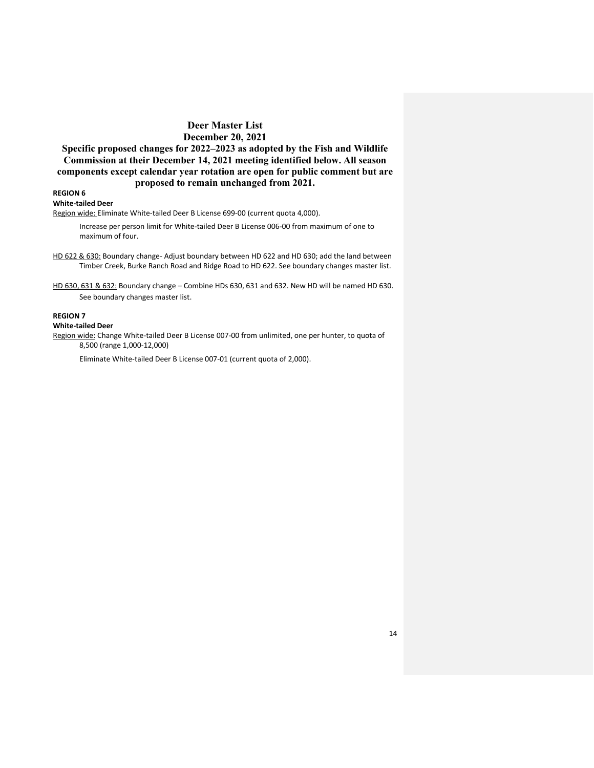# Deer Master List
## December 20, 2021

**Specific proposed changes for 2022–2023 as adopted by the Fish and Wildlife Commission at their December 14, 2021 meeting identified below. All season components except calendar year rotation are open for public comment but are proposed to remain unchanged from 2021.**

**REGION 6**

**White-tailed Deer**

Region wide: Eliminate White-tailed Deer B License 699-00 (current quota 4,000).

Increase per person limit for White-tailed Deer B License 006-00 from maximum of one to maximum of four.

HD 622 & 630: Boundary change- Adjust boundary between HD 622 and HD 630; add the land between Timber Creek, Burke Ranch Road and Ridge Road to HD 622. See boundary changes master list.

HD 630, 631 & 632: Boundary change – Combine HDs 630, 631 and 632. New HD will be named HD 630. See boundary changes master list.

**REGION 7**

**White-tailed Deer**

Region wide: Change White-tailed Deer B License 007-00 from unlimited, one per hunter, to quota of 8,500 (range 1,000-12,000)

Eliminate White-tailed Deer B License 007-01 (current quota of 2,000).